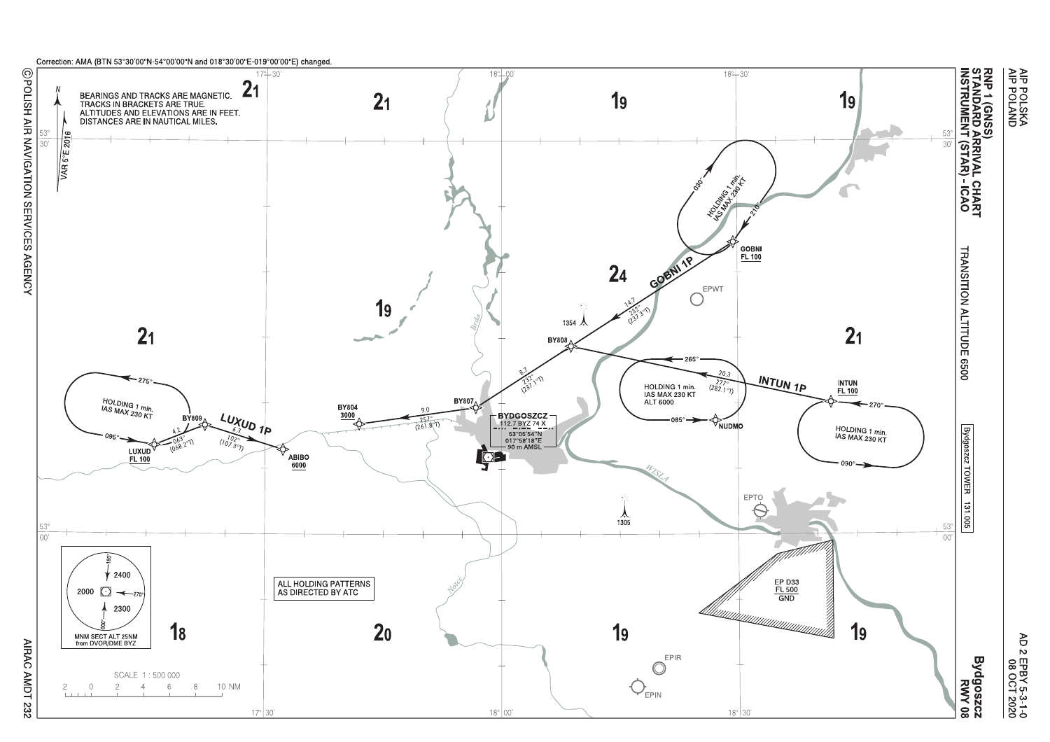Correction: AMA (BTN 53°30'00"N-54°00'00"N and 018°30'00"E-019°00'00"E) changed.

# RNP 1 (GNSS) STANDARD ARRIVAL CHART INSTRUMENT (STAR) - ICAO

**Bydgoszcz RWY 08**

TRANSITION ALTITUDE 6500

Bydgoszcz TOWER 131.005

BEARINGS AND TRACKS ARE MAGNETIC. TRACKS IN BRACKETS ARE TRUE. ALTITUDES AND ELEVATIONS ARE IN FEET. DISTANCES ARE IN NAUTICAL MILES.

VAR 5°E 2016

ALL HOLDING PATTERNS AS DIRECTED BY ATC

## GOBNI 1P

- GOBNI FL 100 — HOLDING 1 min. IAS MAX 230 KT (inbound 210°, outbound 030°)
- GOBNI → BY808: 232° (237.3°T), 14.7
- BY808 → BY807: 232° (237.1°T), 8.7
- BY807 → BY804 3000: 257° (261.8°T), 9.0

## INTUN 1P

- INTUN FL 100 — HOLDING 1 min. IAS MAX 230 KT (inbound 270°, outbound 090°)
- INTUN → BY808: 277° (282.1°T), 20.3
- NUDMO — HOLDING 1 min. IAS MAX 230 KT ALT 6000 (inbound 085°, outbound 265°)

## LUXUD 1P

- LUXUD FL 100 — HOLDING 1 min. IAS MAX 230 KT (inbound 095°, outbound 275°)
- LUXUD → BY809: 063° (068.2°T), 4.2
- BY809 → ABIBO 6000: 102° (107.3°T), 6.3
- ABIBO → BY804 3000

## BYDGOSZCZ

112.7 BYZ 74 X
53°05'54"N 017°58'18"E
90 m AMSL

## MNM SECT ALT 25NM from DVOR/DME BYZ

| Sector | Altitude |
| --- | --- |
| 180° – 270° | 2400 |
| 270° – 000° | 2300 |
| 000° – 180° | 2000 |

Obstacles: 1354, 1305

Aerodromes: EPWT, EPTO, EPIR, EPIN

EP D33 FL 500 / GND

Area minimum altitudes (hundreds of feet): 21, 21, 19, 19, 24, 19, 21, 21, 18, 20, 19, 19

SCALE 1 : 500 000 (NM)

© POLISH AIR NAVIGATION SERVICES AGENCY

AIRAC AMDT 232

AD 2 EPBY 5-3-1-0
08 OCT 2020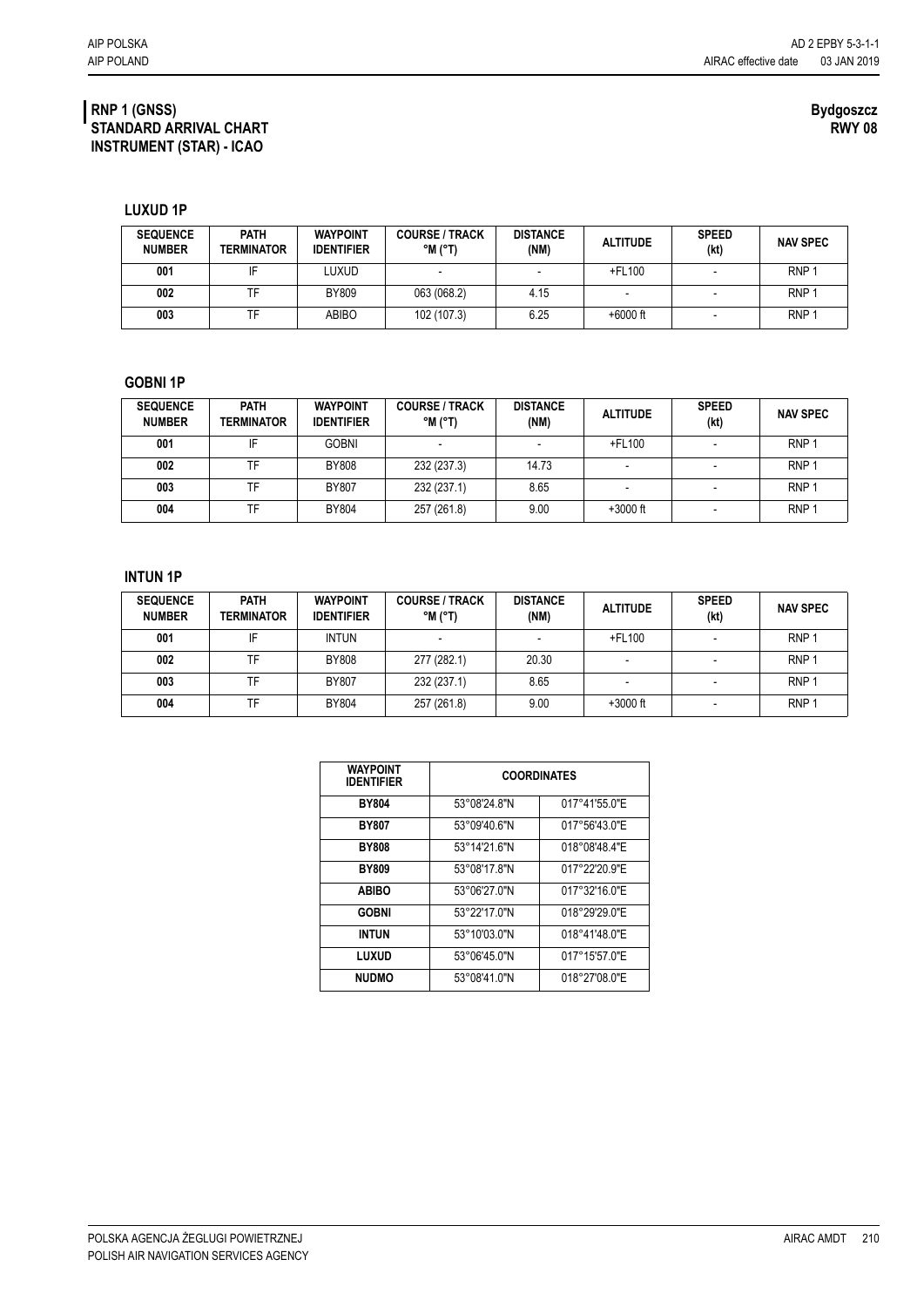# RNP 1 (GNSS) STANDARD ARRIVAL CHART INSTRUMENT (STAR) - ICAO

**Bydgoszcz RWY 08**

## LUXUD 1P

| SEQUENCE NUMBER | PATH TERMINATOR | WAYPOINT IDENTIFIER | COURSE / TRACK °M (°T) | DISTANCE (NM) | ALTITUDE | SPEED (kt) | NAV SPEC |
|---|---|---|---|---|---|---|---|
| 001 | IF | LUXUD | - | - | +FL100 | - | RNP 1 |
| 002 | TF | BY809 | 063 (068.2) | 4.15 | - | - | RNP 1 |
| 003 | TF | ABIBO | 102 (107.3) | 6.25 | +6000 ft | - | RNP 1 |

## GOBNI 1P

| SEQUENCE NUMBER | PATH TERMINATOR | WAYPOINT IDENTIFIER | COURSE / TRACK °M (°T) | DISTANCE (NM) | ALTITUDE | SPEED (kt) | NAV SPEC |
|---|---|---|---|---|---|---|---|
| 001 | IF | GOBNI | - | - | +FL100 | - | RNP 1 |
| 002 | TF | BY808 | 232 (237.3) | 14.73 | - | - | RNP 1 |
| 003 | TF | BY807 | 232 (237.1) | 8.65 | - | - | RNP 1 |
| 004 | TF | BY804 | 257 (261.8) | 9.00 | +3000 ft | - | RNP 1 |

## INTUN 1P

| SEQUENCE NUMBER | PATH TERMINATOR | WAYPOINT IDENTIFIER | COURSE / TRACK °M (°T) | DISTANCE (NM) | ALTITUDE | SPEED (kt) | NAV SPEC |
|---|---|---|---|---|---|---|---|
| 001 | IF | INTUN | - | - | +FL100 | - | RNP 1 |
| 002 | TF | BY808 | 277 (282.1) | 20.30 | - | - | RNP 1 |
| 003 | TF | BY807 | 232 (237.1) | 8.65 | - | - | RNP 1 |
| 004 | TF | BY804 | 257 (261.8) | 9.00 | +3000 ft | - | RNP 1 |

| WAYPOINT IDENTIFIER | COORDINATES | |
|---|---|---|
| **BY804** | 53°08'24.8"N | 017°41'55.0"E |
| **BY807** | 53°09'40.6"N | 017°56'43.0"E |
| **BY808** | 53°14'21.6"N | 018°08'48.4"E |
| **BY809** | 53°08'17.8"N | 017°22'20.9"E |
| **ABIBO** | 53°06'27.0"N | 017°32'16.0"E |
| **GOBNI** | 53°22'17.0"N | 018°29'29.0"E |
| **INTUN** | 53°10'03.0"N | 018°41'48.0"E |
| **LUXUD** | 53°06'45.0"N | 017°15'57.0"E |
| **NUDMO** | 53°08'41.0"N | 018°27'08.0"E |